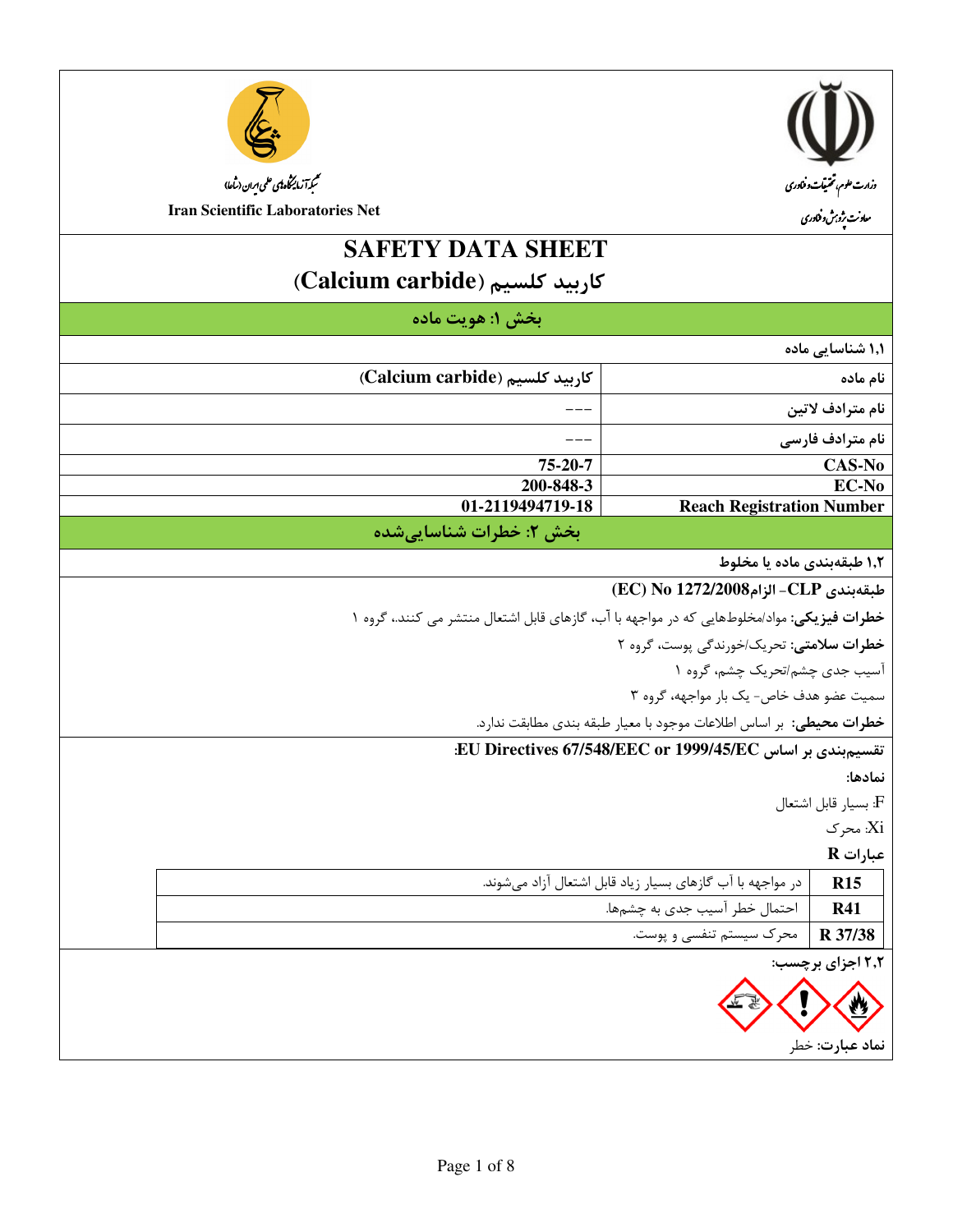وزارت علوم، تحقیقات و فناوری
معاونت پژوهش و فناوری

شبکه آزمایشگاه‌های علمی ایران (شاعا)
Iran Scientific Laboratories Net

# SAFETY DATA SHEET
# کاربید کلسیم (Calcium carbide)

## بخش ۱: هویت ماده

**۱،۱ شناسایی ماده**

| | |
|---|---|
| **نام ماده** | **کاربید کلسیم (Calcium carbide)** |
| **نام مترادف لاتین** | --- |
| **نام مترادف فارسی** | --- |
| **CAS-No** | **75-20-7** |
| **EC-No** | **200-848-3** |
| **Reach Registration Number** | **01-2119494719-18** |

## بخش ۲: خطرات شناسایی‌شده

**۱،۲ طبقه‌بندی ماده یا مخلوط**

**طبقه‌بندی CLP- الزام2008/1272 No (EC)**

**خطرات فیزیکی:** مواد/مخلوط‌هایی که در مواجهه با آب، گازهای قابل اشتعال منتشر می کنند، گروه ۱

**خطرات سلامتی:** تحریک/خورندگی پوست، گروه ۲

آسیب جدی چشم/تحریک چشم، گروه ۱

سمیت عضو هدف خاص- یک بار مواجهه، گروه ۳

**خطرات محیطی:** بر اساس اطلاعات موجود با معیار طبقه بندی مطابقت ندارد.

**تقسیم‌بندی بر اساس EU Directives 67/548/EEC or 1999/45/EC:**

**نمادها:**

F: بسیار قابل اشتعال

Xi: محرک

**عبارات R**

| | |
|---|---|
| **R15** | در مواجهه با آب گازهای بسیار زیاد قابل اشتعال آزاد می‌شوند. |
| **R41** | احتمال خطر آسیب جدی به چشم‌ها. |
| **R 37/38** | محرک سیستم تنفسی و پوست. |

**۲،۲ اجزای برچسب:**

**نماد عبارت:** خطر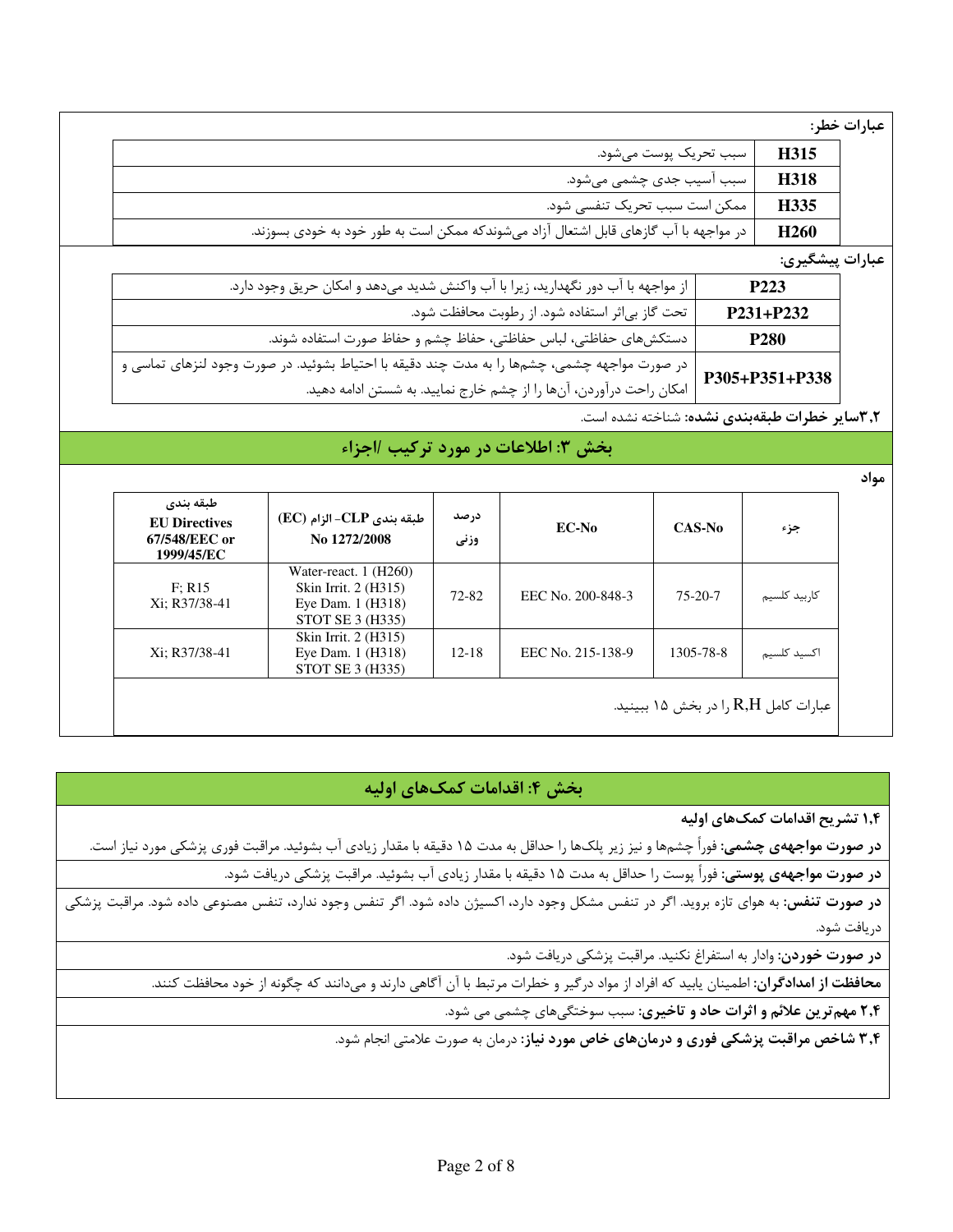**عبارات خطر:**

| | |
|---|---|
| **H315** | سبب تحریک پوست می‌شود. |
| **H318** | سبب آسیب جدی چشمی می‌شود. |
| **H335** | ممکن است سبب تحریک تنفسی شود. |
| **H260** | در مواجهه با آب گازهای قابل اشتعال آزاد می‌شوندکه ممکن است به طور خود به خودی بسوزند. |

**عبارات پیشگیری:**

| | |
|---|---|
| **P223** | از مواجهه با آب دور نگهدارید، زیرا با آب واکنش شدید می‌دهد و امکان حریق وجود دارد. |
| **P231+P232** | تحت گاز بی‌اثر استفاده شود. از رطوبت محافظت شود. |
| **P280** | دستکش‌های حفاظتی، لباس حفاظتی، حفاظ چشم و حفاظ صورت استفاده شوند. |
| **P305+P351+P338** | در صورت مواجهه چشمی، چشم‌ها را به مدت چند دقیقه با احتیاط بشوئید. در صورت وجود لنزهای تماسی و امکان راحت درآوردن، آن‌ها را از چشم خارج نمایید. به شستن ادامه دهید. |

**۳،۲سایر خطرات طبقه‌بندی نشده:** شناخته نشده است.

## بخش ۳: اطلاعات در مورد ترکیب /اجزاء

**مواد**

| جزء | CAS-No | EC-No | درصد وزنی | طبقه بندی CLP- الزام (EC) No 1272/2008 | طبقه بندی EU Directives 67/548/EEC or 1999/45/EC |
|---|---|---|---|---|---|
| کاربید کلسیم | 75-20-7 | EEC No. 200-848-3 | 72-82 | Water-react. 1 (H260) Skin Irrit. 2 (H315) Eye Dam. 1 (H318) STOT SE 3 (H335) | F; R15 Xi; R37/38-41 |
| اکسید کلسیم | 1305-78-8 | EEC No. 215-138-9 | 12-18 | Skin Irrit. 2 (H315) Eye Dam. 1 (H318) STOT SE 3 (H335) | Xi; R37/38-41 |

عبارات کامل R,H را در بخش ۱۵ ببینید.

## بخش ۴: اقدامات کمک‌های اولیه

**۱،۴ تشریح اقدامات کمک‌های اولیه**

**در صورت مواجهه‌ی چشمی:** فوراً چشم‌ها و نیز زیر پلک‌ها را حداقل به مدت ۱۵ دقیقه با مقدار زیادی آب بشوئید. مراقبت فوری پزشکی مورد نیاز است.

**در صورت مواجهه‌ی پوستی:** فوراً پوست را حداقل به مدت ۱۵ دقیقه با مقدار زیادی آب بشوئید. مراقبت پزشکی دریافت شود.

**در صورت تنفس:** به هوای تازه بروید. اگر در تنفس مشکل وجود دارد، اکسیژن داده شود. اگر تنفس وجود ندارد، تنفس مصنوعی داده شود. مراقبت پزشکی دریافت شود.

**در صورت خوردن:** وادار به استفراغ نکنید. مراقبت پزشکی دریافت شود.

**محافظت از امدادگران:** اطمینان یابید که افراد از مواد درگیر و خطرات مرتبط با آن آگاهی دارند و می‌دانند که چگونه از خود محافظت کنند.

**۲،۴ مهم‌ترین علائم و اثرات حاد و تاخیری:** سبب سوختگی‌های چشمی می شود.

**۳،۴ شاخص مراقبت پزشکی فوری و درمان‌های خاص مورد نیاز:** درمان به صورت علامتی انجام شود.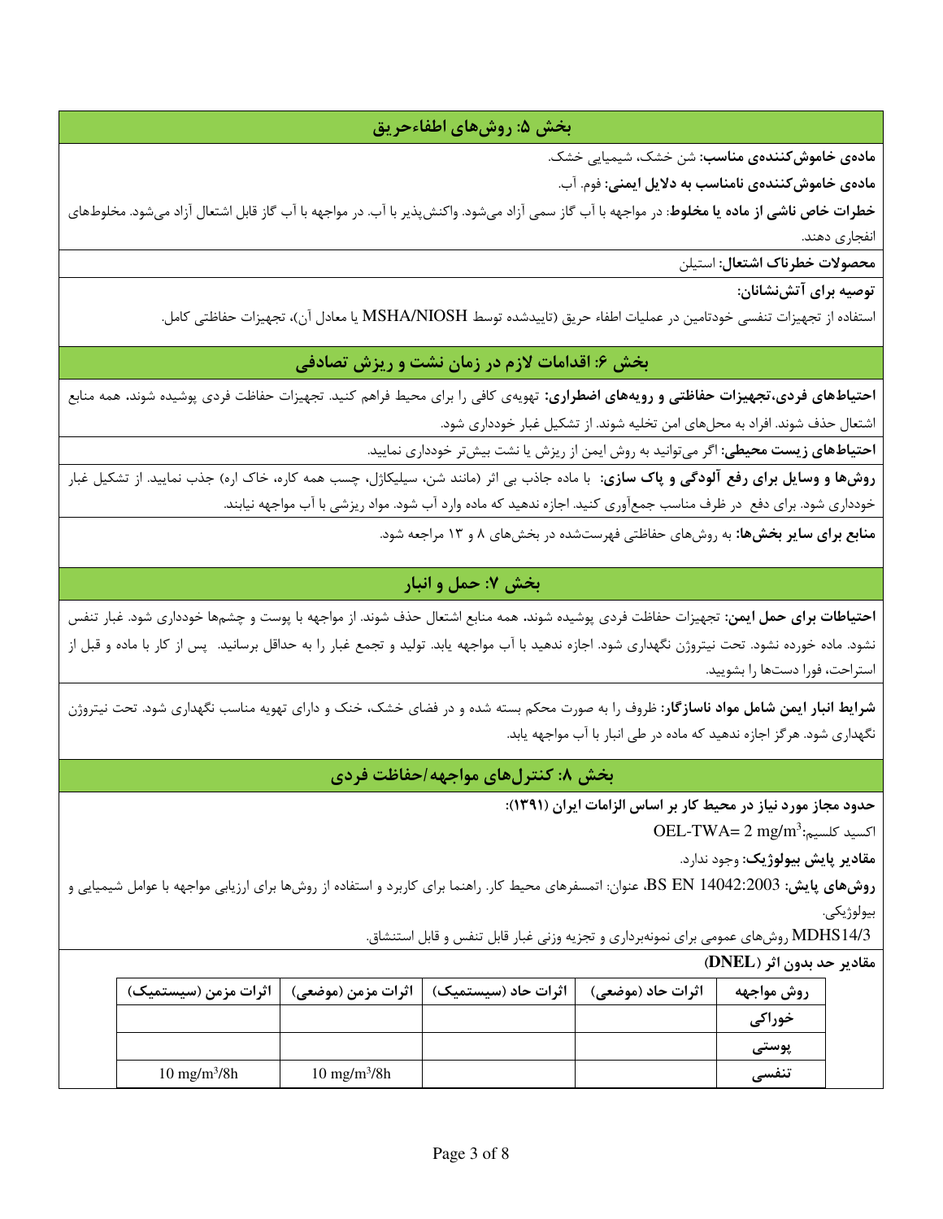## بخش ۵: روش‌های اطفاءحریق

**ماده‌ی خاموش‌کننده‌ی مناسب:** شن خشک، شیمیایی خشک.

**ماده‌ی خاموش‌کننده‌ی نامناسب به دلایل ایمنی:** فوم. آب.

**خطرات خاص ناشی از ماده یا مخلوط**: در مواجهه با آب گاز سمی آزاد می‌شود. واکنش‌پذیر با آب. در مواجهه با آب گاز قابل اشتعال آزاد می‌شود. مخلوط‌های انفجاری دهند.

**محصولات خطرناک اشتعال:** استیلن

**توصیه برای آتش‌نشانان:**

استفاده از تجهیزات تنفسی خودتامین در عملیات اطفاء حریق (تاییدشده توسط MSHA/NIOSH یا معادل آن)، تجهیزات حفاظتی کامل.

## بخش ۶: اقدامات لازم در زمان نشت و ریزش تصادفی

**احتیاط‌های فردی،تجهیزات حفاظتی و رویه‌های اضطراری:** تهویه‌ی کافی را برای محیط فراهم کنید. تجهیزات حفاظت فردی پوشیده شوند. همه منابع اشتعال حذف شوند. افراد به محل‌های امن تخلیه شوند. از تشکیل غبار خودداری شود.

**احتیاط‌های زیست محیطی:** اگر می‌توانید به روش ایمن از ریزش یا نشت بیش‌تر خودداری نمایید.

**روش‌ها و وسایل برای رفع آلودگی و پاک سازی:** با ماده جاذب بی اثر (مانند شن، سیلیکاژل، چسب همه کاره، خاک اره) جذب نمایید. از تشکیل غبار خودداری شود. برای دفع در ظرف مناسب جمع‌آوری کنید. اجازه ندهید که ماده وارد آب شود. مواد ریزشی با آب مواجهه نیابند.

**منابع برای سایر بخش‌ها:** به روش‌های حفاظتی فهرست‌شده در بخش‌های ۸ و ۱۳ مراجعه شود.

## بخش ۷: حمل و انبار

**احتیاطات برای حمل ایمن:** تجهیزات حفاظت فردی پوشیده شوند. همه منابع اشتعال حذف شوند. از مواجهه با پوست و چشم‌ها خودداری شود. غبار تنفس نشود. ماده خورده نشود. تحت نیتروژن نگهداری شود. اجازه ندهید با آب مواجهه یابد. تولید و تجمع غبار را به حداقل برسانید. پس از کار با ماده و قبل از استراحت، فورا دست‌ها را بشویید.

**شرایط انبار ایمن شامل مواد ناسازگار:** ظروف را به صورت محکم بسته شده و در فضای خشک، خنک و دارای تهویه مناسب نگهداری شود. تحت نیتروژن نگهداری شود. هرگز اجازه ندهید که ماده در طی انبار با آب مواجهه یابد.

## بخش ۸: کنترل‌های مواجهه/حفاظت فردی

**حدود مجاز مورد نیاز در محیط کار بر اساس الزامات ایران (۱۳۹۱):**

اکسید کلسیم: OEL-TWA= 2 $mg/m^3$

**مقادیر پایش بیولوژیک:** وجود ندارد.

**روش‌های پایش:** BS EN 14042:2003، عنوان: اتمسفرهای محیط کار. راهنما برای کاربرد و استفاده از روش‌ها برای ارزیابی مواجهه با عوامل شیمیایی و بیولوژیکی.

MDHS14/3 روش‌های عمومی برای نمونه‌برداری و تجزیه وزنی غبار قابل تنفس و قابل استنشاق.

**مقادیر حد بدون اثر (DNEL)**

| روش مواجهه | اثرات حاد (موضعی) | اثرات حاد (سیستمیک) | اثرات مزمن (موضعی) | اثرات مزمن (سیستمیک) |
|---|---|---|---|---|
| خوراکی | | | | |
| پوستی | | | | |
| تنفسی | | | 10 $mg/m^3$/8h | 10 $mg/m^3$/8h |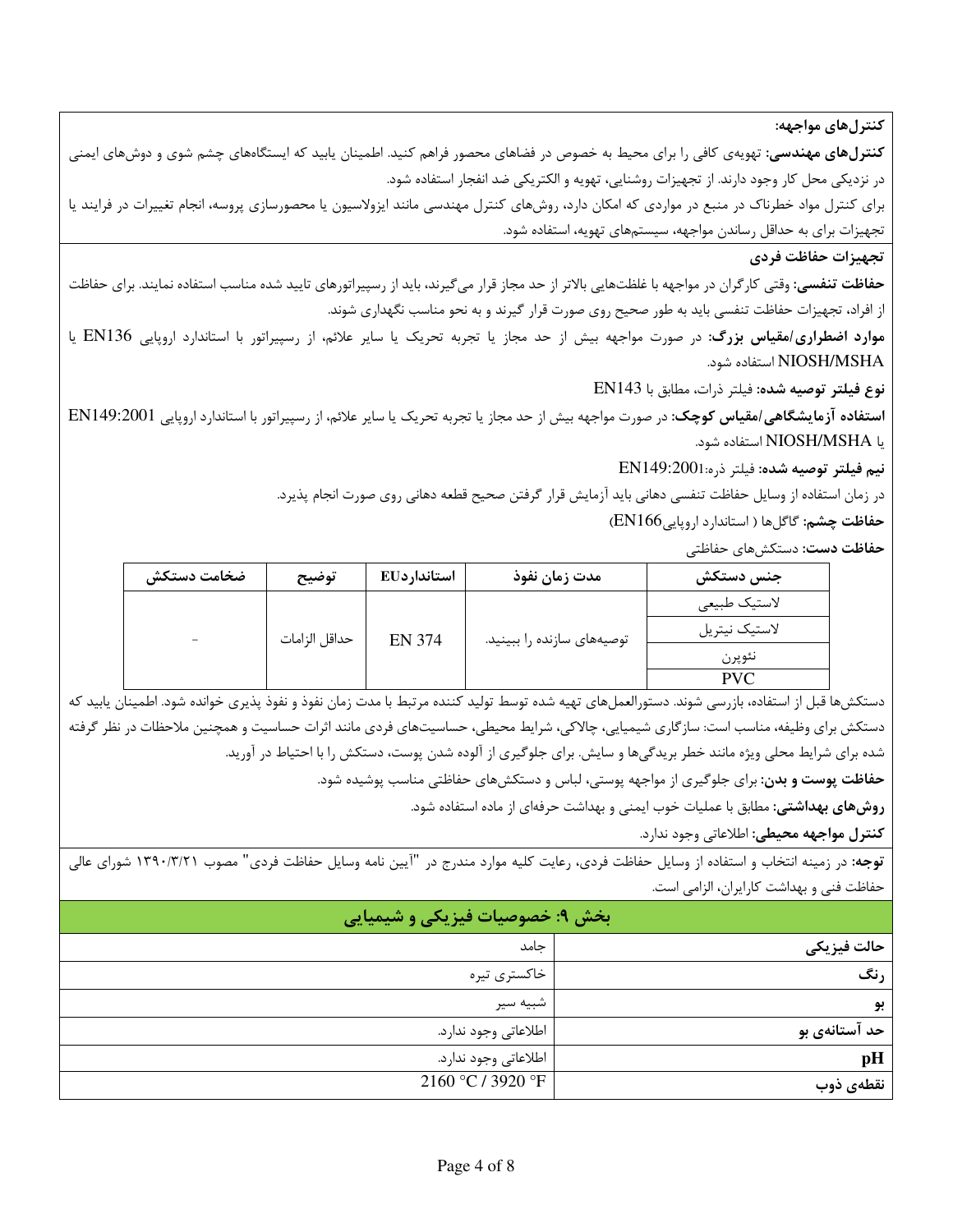**کنترل‌های مواجهه:**

**کنترل‌های مهندسی:** تهویه‌ی کافی را برای محیط به خصوص در فضاهای محصور فراهم کنید. اطمینان یابید که ایستگاه‌های چشم شوی و دوش‌های ایمنی در نزدیکی محل کار وجود دارند. از تجهیزات روشنایی، تهویه و الکتریکی ضد انفجار استفاده شود.

برای کنترل مواد خطرناک در منبع در مواردی که امکان دارد، روش‌های کنترل مهندسی مانند ایزولاسیون یا محصورسازی پروسه، انجام تغییرات در فرایند یا تجهیزات برای به حداقل رساندن مواجهه، سیستم‌های تهویه، استفاده شود.

**تجهیزات حفاظت فردی**

**حفاظت تنفسی:** وقتی کارگران در مواجهه با غلظت‌هایی بالاتر از حد مجاز قرار می‌گیرند، باید از رسپیراتورهای تایید شده مناسب استفاده نمایند. برای حفاظت از افراد، تجهیزات حفاظت تنفسی باید به طور صحیح روی صورت قرار گیرند و به نحو مناسب نگهداری شوند.

**موارد اضطراری/مقیاس بزرگ:** در صورت مواجهه بیش از حد مجاز یا تجربه تحریک یا سایر علائم، از رسپیراتور با استاندارد اروپایی EN136 یا NIOSH/MSHA استفاده شود.

**نوع فیلتر توصیه شده:** فیلتر ذرات، مطابق با EN143

**استفاده آزمایشگاهی/مقیاس کوچک:** در صورت مواجهه بیش از حد مجاز یا تجربه تحریک یا سایر علائم، از رسپیراتور با استاندارد اروپایی EN149:2001 یا NIOSH/MSHA استفاده شود.

**نیم فیلتر توصیه شده:** فیلتر ذره:EN149:2001

در زمان استفاده از وسایل حفاظت تنفسی دهانی باید آزمایش قرار گرفتن صحیح قطعه دهانی روی صورت انجام پذیرد.

**حفاظت چشم:** گاگل‌ها ( استاندارد اروپایی EN166)

**حفاظت دست:** دستکش‌های حفاظتی

| جنس دستکش | مدت زمان نفوذ | استانداردEU | توضیح | ضخامت دستکش |
|---|---|---|---|---|
| لاستیک طبیعی | توصیه‌های سازنده را ببینید. | EN 374 | حداقل الزامات | - |
| لاستیک نیتریل | | | | |
| نئوپرن | | | | |
| PVC | | | | |

دستکش‌ها قبل از استفاده، بازرسی شوند. دستورالعمل‌های تهیه شده توسط تولید کننده مرتبط با مدت زمان نفوذ و نفوذ پذیری خوانده شود. اطمینان یابید که دستکش برای وظیفه، مناسب است: سازگاری شیمیایی، چالاکی، شرایط محیطی، حساسیت‌های فردی مانند اثرات حساسیت و همچنین ملاحظات در نظر گرفته شده برای شرایط محلی ویژه مانند خطر بریدگی‌ها و سایش. برای جلوگیری از آلوده شدن پوست، دستکش را با احتیاط در آورید.

**حفاظت پوست و بدن:** برای جلوگیری از مواجهه پوستی، لباس و دستکش‌های حفاظتی مناسب پوشیده شود.

**روش‌های بهداشتی:** مطابق با عملیات خوب ایمنی و بهداشت حرفه‌ای از ماده استفاده شود.

**کنترل مواجهه محیطی:** اطلاعاتی وجود ندارد.

**توجه:** در زمینه انتخاب و استفاده از وسایل حفاظت فردی، رعایت کلیه موارد مندرج در "آیین نامه وسایل حفاظت فردی" مصوب ۱۳۹۰/۳/۲۱ شورای عالی حفاظت فنی و بهداشت کارایران، الزامی است.

## بخش ۹: خصوصیات فیزیکی و شیمیایی

| | |
|---|---|
| **حالت فیزیکی** | جامد |
| **رنگ** | خاکستری تیره |
| **بو** | شبیه سیر |
| **حد آستانه‌ی بو** | اطلاعاتی وجود ندارد. |
| **pH** | اطلاعاتی وجود ندارد. |
| **نقطه‌ی ذوب** | 2160 °C / 3920 °F |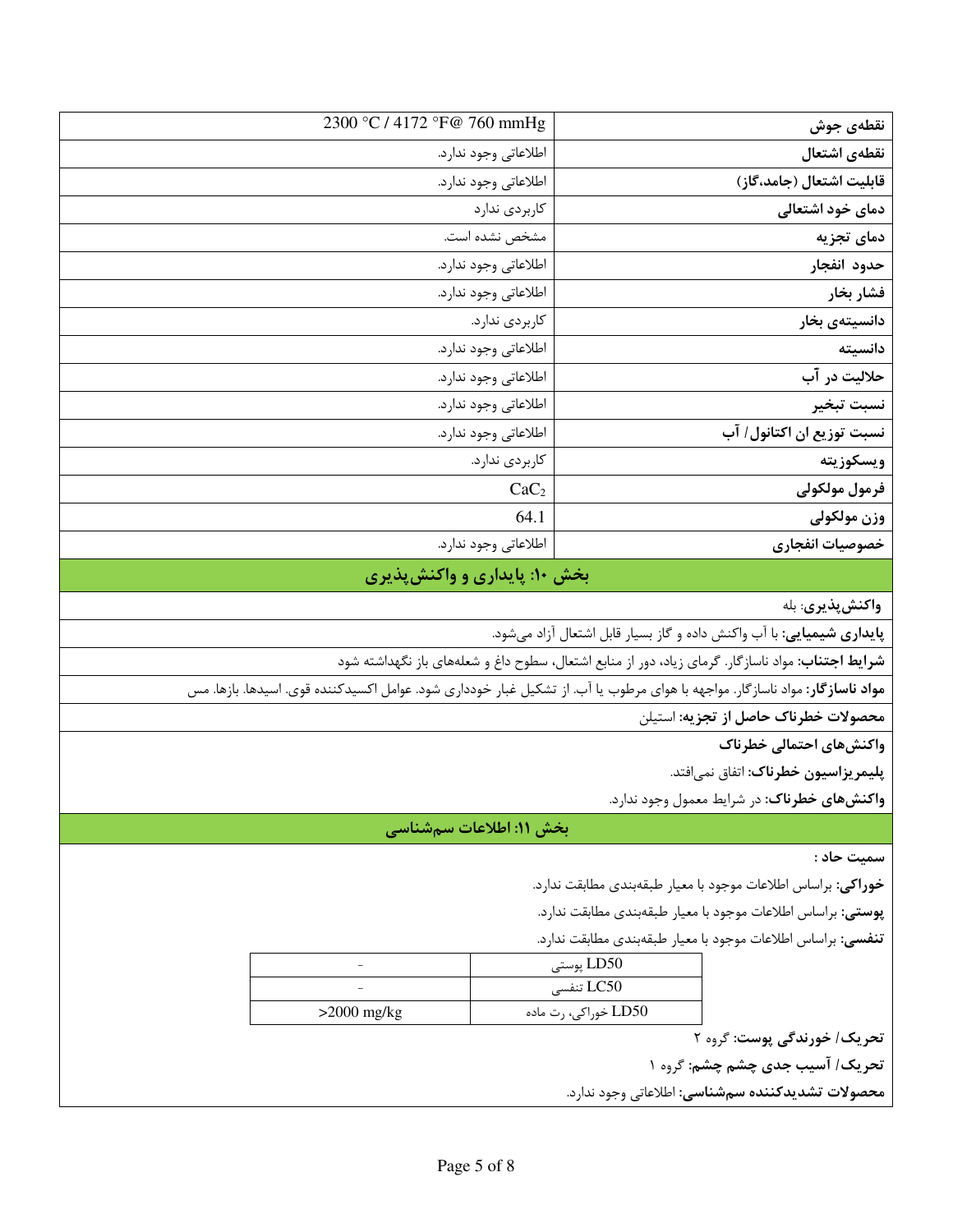| | |
|---|---|
| نقطه‌ی جوش | 2300 °C / 4172 °F@ 760 mmHg |
| نقطه‌ی اشتعال | اطلاعاتی وجود ندارد. |
| قابلیت اشتعال (جامد،گاز) | اطلاعاتی وجود ندارد. |
| دمای خود اشتعالی | کاربردی ندارد |
| دمای تجزیه | مشخص نشده است. |
| حدود انفجار | اطلاعاتی وجود ندارد. |
| فشار بخار | اطلاعاتی وجود ندارد. |
| دانسیته‌ی بخار | کاربردی ندارد. |
| دانسیته | اطلاعاتی وجود ندارد. |
| حلالیت در آب | اطلاعاتی وجود ندارد. |
| نسبت تبخیر | اطلاعاتی وجود ندارد. |
| نسبت توزیع ان اکتانول/ آب | اطلاعاتی وجود ندارد. |
| ویسکوزیته | کاربردی ندارد. |
| فرمول مولکولی | $CaC_2$ |
| وزن مولکولی | 64.1 |
| خصوصیات انفجاری | اطلاعاتی وجود ندارد. |

## بخش ۱۰: پایداری و واکنش‌پذیری

**واکنش‌پذیری**: بله

**پایداری شیمیایی:** با آب واکنش داده و گاز بسیار قابل اشتعال آزاد می‌شود.

**شرایط اجتناب:** مواد ناسازگار. گرمای زیاد، دور از منابع اشتعال، سطوح داغ و شعله‌های باز نگهداشته شود

**مواد ناسازگار:** مواد ناسازگار. مواجهه با هوای مرطوب یا آب. از تشکیل غبار خودداری شود. عوامل اکسیدکننده قوی. اسیدها. بازها. مس

**محصولات خطرناک حاصل از تجزیه:** استیلن

**واکنش‌های احتمالی خطرناک**

**پلیمریزاسیون خطرناک:** اتفاق نمی‌افتد.

**واکنش‌های خطرناک:** در شرایط معمول وجود ندارد.

## بخش ۱۱: اطلاعات سم‌شناسی

**سمیت حاد :**

**خوراکی:** براساس اطلاعات موجود با معیار طبقه‌بندی مطابقت ندارد.

**پوستی:** براساس اطلاعات موجود با معیار طبقه‌بندی مطابقت ندارد.

**تنفسی:** براساس اطلاعات موجود با معیار طبقه‌بندی مطابقت ندارد.

| | |
|---|---|
| LD50 پوستی | - |
| LC50 تنفسی | - |
| LD50 خوراکی، رت ماده | >2000 mg/kg |

**تحریک/ خورندگی پوست:** گروه ۲

**تحریک/ آسیب جدی چشم چشم:** گروه ۱

**محصولات تشدیدکننده سم‌شناسی:** اطلاعاتی وجود ندارد.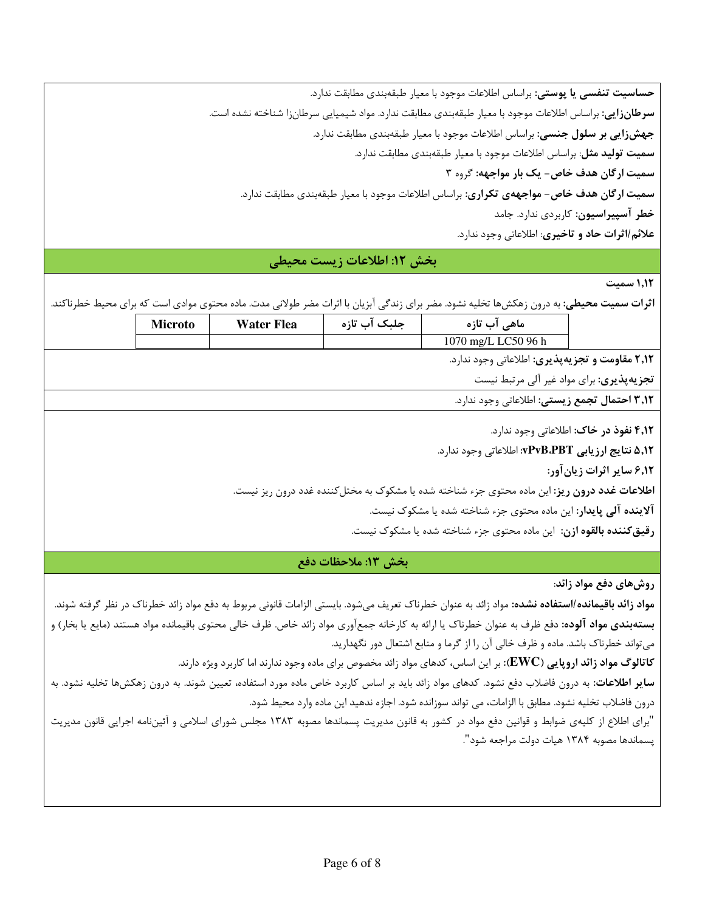**حساسیت تنفسی یا پوستی:** براساس اطلاعات موجود با معیار طبقه‌بندی مطابقت ندارد.

**سرطان‌زایی:** براساس اطلاعات موجود با معیار طبقه‌بندی مطابقت ندارد. مواد شیمیایی سرطان‌زا شناخته نشده است.

**جهش‌زایی بر سلول جنسی:** براساس اطلاعات موجود با معیار طبقه‌بندی مطابقت ندارد.

**سمیت تولید مثل:** براساس اطلاعات موجود با معیار طبقه‌بندی مطابقت ندارد.

**سمیت ارگان هدف خاص- یک بار مواجهه:** گروه ۳

**سمیت ارگان هدف خاص- مواجهه‌ی تکراری:** براساس اطلاعات موجود با معیار طبقه‌بندی مطابقت ندارد.

**خطر آسپیراسیون:** کاربردی ندارد. جامد

**علائم/اثرات حاد و تاخیری:** اطلاعاتی وجود ندارد.

## بخش ۱۲: اطلاعات زیست محیطی

**۱,۱۲ سمیت**

**اثرات سمیت محیطی:** به درون زهکش‌ها تخلیه نشود. مضر برای زندگی آبزیان با اثرات مضر طولانی مدت. ماده محتوی موادی است که برای محیط خطرناکند.

| ماهی آب تازه | جلبک آب تازه | Water Flea | Microto |
|---|---|---|---|
| 1070 mg/L LC50 96 h | | | |

**۲,۱۲ مقاومت و تجزیه‌پذیری:** اطلاعاتی وجود ندارد.

**تجزیه‌پذیری:** برای مواد غیر آلی مرتبط نیست

**۳,۱۲ احتمال تجمع زیستی:** اطلاعاتی وجود ندارد.

**۴,۱۲ نفوذ در خاک:** اطلاعاتی وجود ندارد.

**۵,۱۲ نتایج ارزیابی vPvB،PBT:** اطلاعاتی وجود ندارد.

**۶,۱۲ سایر اثرات زیان‌آور:**

**اطلاعات غدد درون ریز:** این ماده محتوی جزء شناخته شده یا مشکوک به مختل‌کننده غدد درون ریز نیست.

**آلاینده آلی پایدار:** این ماده محتوی جزء شناخته شده یا مشکوک نیست.

**رقیق‌کننده بالقوه ازن:** این ماده محتوی جزء شناخته شده یا مشکوک نیست.

## بخش ۱۳: ملاحظات دفع

**روش‌های دفع مواد زائد:**

**مواد زائد باقیمانده/استفاده نشده:** مواد زائد به عنوان خطرناک تعریف می‌شود. بایستی الزامات قانونی مربوط به دفع مواد زائد خطرناک در نظر گرفته شوند.

**بسته‌بندی مواد آلوده:** دفع ظرف به عنوان خطرناک یا ارائه به کارخانه جمع‌آوری مواد زائد خاص. ظرف خالی محتوی باقیمانده مواد هستند (مایع یا بخار) و می‌تواند خطرناک باشد. ماده و ظرف خالی آن را از گرما و منابع اشتعال دور نگهدارید.

**کاتالوگ مواد زائد اروپایی (EWC):** بر این اساس، کدهای مواد زائد مخصوص برای ماده وجود ندارند اما کاربرد ویژه دارند.

**سایر اطلاعات:** به درون فاضلاب دفع نشود. کدهای مواد زائد باید بر اساس کاربرد خاص ماده مورد استفاده، تعیین شوند. به درون زهکش‌ها تخلیه نشود. به درون فاضلاب تخلیه نشود. مطابق با الزامات، می تواند سوزانده شود. اجازه ندهید این ماده وارد محیط شود.

"برای اطلاع از کلیه‌ی ضوابط و قوانین دفع مواد در کشور به قانون مدیریت پسماندها مصوبه ۱۳۸۳ مجلس شورای اسلامی و آئین‌نامه اجرایی قانون مدیریت پسماندها مصوبه ۱۳۸۴ هیات دولت مراجعه شود".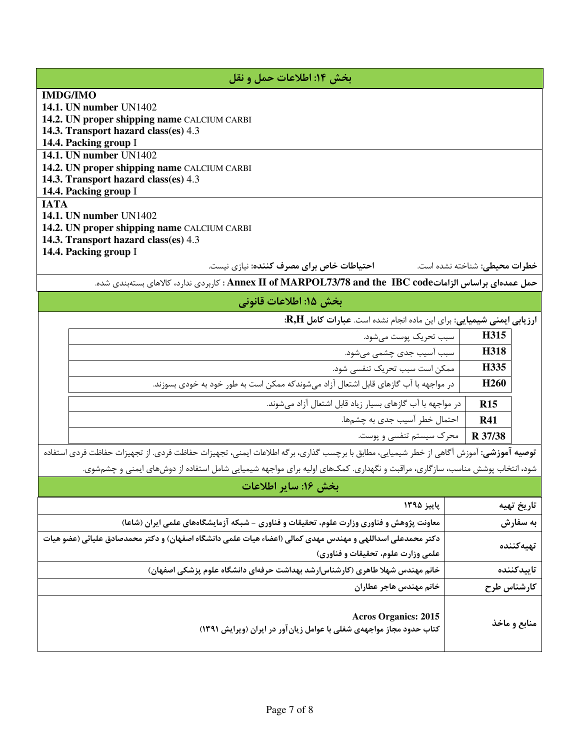## بخش ۱۴: اطلاعات حمل و نقل

**IMDG/IMO**

**14.1. UN number** UN1402
**14.2. UN proper shipping name** CALCIUM CARBI
**14.3. Transport hazard class(es)** 4.3
**14.4. Packing group** I

**14.1. UN number** UN1402
**14.2. UN proper shipping name** CALCIUM CARBI
**14.3. Transport hazard class(es)** 4.3
**14.4. Packing group** I

**IATA**

**14.1. UN number** UN1402
**14.2. UN proper shipping name** CALCIUM CARBI
**14.3. Transport hazard class(es)** 4.3
**14.4. Packing group** I

**خطرات محیطی:** شناخته نشده است.   **احتیاطات خاص برای مصرف کننده:** نیازی نیست.

**حمل عمده‌ای براساس الزامات Annex II of MARPOL73/78 and the IBC code** : کاربردی ندارد، کالاهای بسته‌بندی شده.

## بخش ۱۵: اطلاعات قانونی

**ارزیابی ایمنی شیمیایی:** برای این ماده انجام نشده است. **عبارات کامل R,H:**

| | |
|---|---|
| **H315** | سبب تحریک پوست می‌شود. |
| **H318** | سبب آسیب جدی چشمی می‌شود. |
| **H335** | ممکن است سبب تحریک تنفسی شود. |
| **H260** | در مواجهه با آب گازهای قابل اشتعال آزاد می‌شوندکه ممکن است به طور خود به خودی بسوزند. |
| **R15** | در مواجهه با آب گازهای بسیار زیاد قابل اشتعال آزاد می‌شوند. |
| **R41** | احتمال خطر آسیب جدی به چشم‌ها. |
| **R 37/38** | محرک سیستم تنفسی و پوست. |

**توصیه آموزشی:** آموزش آگاهی از خطر شیمیایی، مطابق با برچسب گذاری، برگه اطلاعات ایمنی، تجهیزات حفاظت فردی. از تجهیزات حفاظت فردی استفاده شود، انتخاب پوشش مناسب، سازگاری، مراقبت و نگهداری. کمک‌های اولیه برای مواجهه شیمیایی شامل استفاده از دوش‌های ایمنی و چشم‌شوی.

## بخش ۱۶: سایر اطلاعات

| | |
|---|---|
| **تاریخ تهیه** | **پاییز ۱۳۹۵** |
| **به سفارش** | **معاونت پژوهش و فناوری وزارت علوم، تحقیقات و فناوری - شبکه آزمایشگاه‌های علمی ایران (شاعا)** |
| **تهیه‌کننده** | **دکتر محمدعلی اسداللهی و مهندس مهدی کمالی (اعضاء هیات علمی دانشگاه اصفهان) و دکتر محمدصادق علیائی (عضو هیات علمی وزارت علوم، تحقیقات و فناوری)** |
| **تاییدکننده** | **خانم مهندس شهلا طاهری (کارشناس‌ارشد بهداشت حرفه‌ای دانشگاه علوم پزشکی اصفهان)** |
| **کارشناس طرح** | **خانم مهندس هاجر عطاران** |
| **منابع و ماخذ** | **Acros Organics: 2015**<br>**کتاب حدود مجاز مواجهه‌ی شغلی با عوامل زیان‌آور در ایران (ویرایش ۱۳۹۱)** |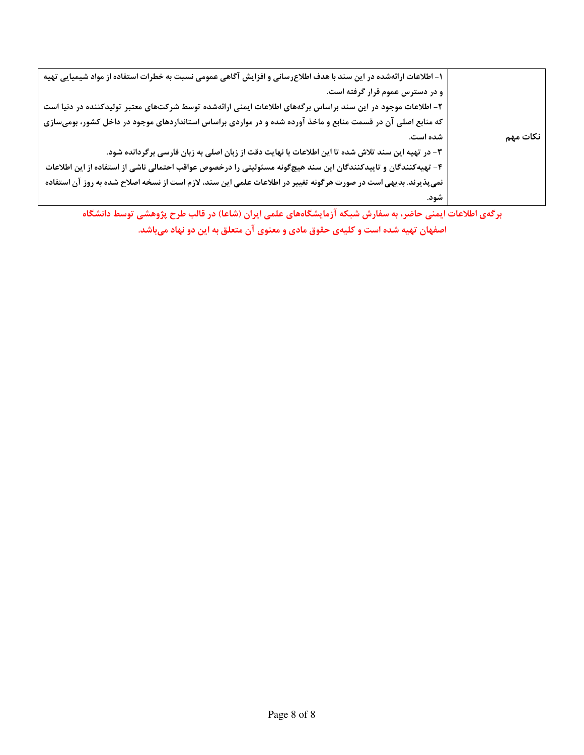| | |
|---|---|
| نکات مهم | ۱- اطلاعات ارائه‌شده در این سند با هدف اطلاع‌رسانی و افزایش آگاهی عمومی نسبت به خطرات استفاده از مواد شیمیایی تهیه و در دسترس عموم قرار گرفته است.<br>۲- اطلاعات موجود در این سند براساس برگه‌های اطلاعات ایمنی ارائه‌شده توسط شرکت‌های معتبر تولیدکننده در دنیا است که منابع اصلی آن در قسمت منابع و ماخذ آورده شده و در مواردی براساس استانداردهای موجود در داخل کشور، بومی‌سازی شده است.<br>۳- در تهیه این سند تلاش شده تا این اطلاعات با نهایت دقت از زبان اصلی به زبان فارسی برگردانده شود.<br>۴- تهیه‌کنندگان و تاییدکنندگان این سند هیچ‌گونه مسئولیتی را درخصوص عواقب احتمالی ناشی از استفاده از این اطلاعات نمی‌پذیرند. بدیهی است در صورت هرگونه تغییر در اطلاعات علمی این سند، لازم است از نسخه اصلاح شده به روز آن استفاده شود. |

**برگه‌ی اطلاعات ایمنی حاضر، به سفارش شبکه آزمایشگاه‌های علمی ایران (شاعا) در قالب طرح پژوهشی توسط دانشگاه اصفهان تهیه شده است و کلیه‌ی حقوق مادی و معنوی آن متعلق به این دو نهاد می‌باشد.**